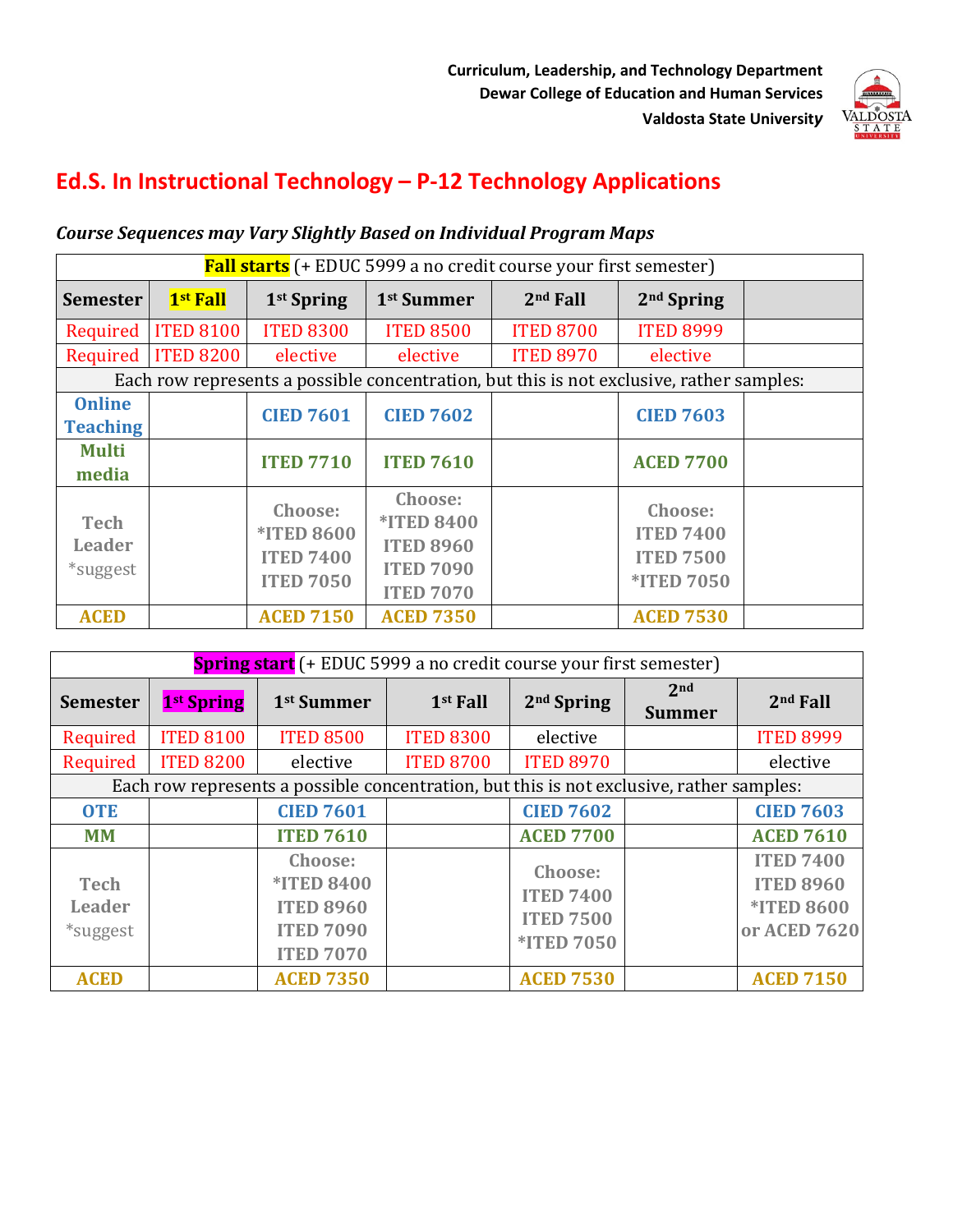Curriculum, Leadership, and Technology Department
Dewar College of Education and Human Services
Valdosta State University

# Ed.S. In Instructional Technology – P-12 Technology Applications

***Course Sequences may Vary Slightly Based on Individual Program Maps***

| **Fall starts** (+ EDUC 5999 a no credit course your first semester) | | | | | | |
|---|---|---|---|---|---|---|
| **Semester** | **1st Fall** | **1st Spring** | **1st Summer** | **2nd Fall** | **2nd Spring** | |
| Required | ITED 8100 | ITED 8300 | ITED 8500 | ITED 8700 | ITED 8999 | |
| Required | ITED 8200 | elective | elective | ITED 8970 | elective | |
| Each row represents a possible concentration, but this is not exclusive, rather samples: | | | | | | |
| **Online Teaching** | | **CIED 7601** | **CIED 7602** | | **CIED 7603** | |
| **Multi media** | | **ITED 7710** | **ITED 7610** | | **ACED 7700** | |
| **Tech Leader** *suggest | | **Choose:** **\*ITED 8600** **ITED 7400** **ITED 7050** | **Choose:** **\*ITED 8400** **ITED 8960** **ITED 7090** **ITED 7070** | | **Choose:** **ITED 7400** **ITED 7500** **\*ITED 7050** | |
| **ACED** | | **ACED 7150** | **ACED 7350** | | **ACED 7530** | |

| **Spring start** (+ EDUC 5999 a no credit course your first semester) | | | | | | |
|---|---|---|---|---|---|---|
| **Semester** | **1st Spring** | **1st Summer** | **1st Fall** | **2nd Spring** | **2nd Summer** | **2nd Fall** |
| Required | ITED 8100 | ITED 8500 | ITED 8300 | elective | | ITED 8999 |
| Required | ITED 8200 | elective | ITED 8700 | ITED 8970 | | elective |
| Each row represents a possible concentration, but this is not exclusive, rather samples: | | | | | | |
| **OTE** | | **CIED 7601** | | **CIED 7602** | | **CIED 7603** |
| **MM** | | **ITED 7610** | | **ACED 7700** | | **ACED 7610** |
| **Tech Leader** *suggest | | **Choose:** **\*ITED 8400** **ITED 8960** **ITED 7090** **ITED 7070** | | **Choose:** **ITED 7400** **ITED 7500** **\*ITED 7050** | | **ITED 7400** **ITED 8960** **\*ITED 8600** **or ACED 7620** |
| **ACED** | | **ACED 7350** | | **ACED 7530** | | **ACED 7150** |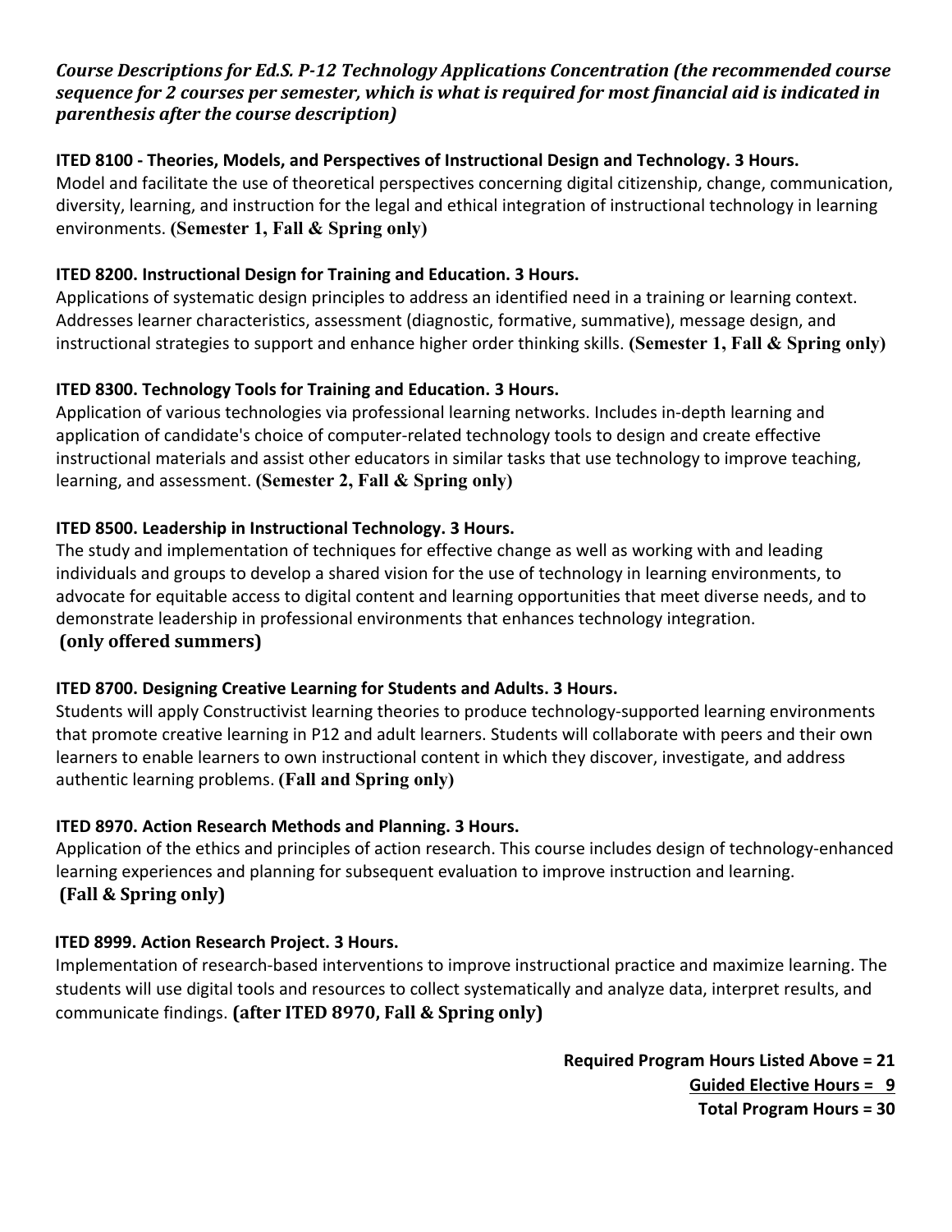***Course Descriptions for Ed.S. P-12 Technology Applications Concentration (the recommended course sequence for 2 courses per semester, which is what is required for most financial aid is indicated in parenthesis after the course description)***

**ITED 8100 - Theories, Models, and Perspectives of Instructional Design and Technology. 3 Hours.**
Model and facilitate the use of theoretical perspectives concerning digital citizenship, change, communication, diversity, learning, and instruction for the legal and ethical integration of instructional technology in learning environments. **(Semester 1, Fall & Spring only)**

**ITED 8200. Instructional Design for Training and Education. 3 Hours.**
Applications of systematic design principles to address an identified need in a training or learning context. Addresses learner characteristics, assessment (diagnostic, formative, summative), message design, and instructional strategies to support and enhance higher order thinking skills. **(Semester 1, Fall & Spring only)**

**ITED 8300. Technology Tools for Training and Education. 3 Hours.**
Application of various technologies via professional learning networks. Includes in-depth learning and application of candidate's choice of computer-related technology tools to design and create effective instructional materials and assist other educators in similar tasks that use technology to improve teaching, learning, and assessment. **(Semester 2, Fall & Spring only)**

**ITED 8500. Leadership in Instructional Technology. 3 Hours.**
The study and implementation of techniques for effective change as well as working with and leading individuals and groups to develop a shared vision for the use of technology in learning environments, to advocate for equitable access to digital content and learning opportunities that meet diverse needs, and to demonstrate leadership in professional environments that enhances technology integration.
**(only offered summers)**

**ITED 8700. Designing Creative Learning for Students and Adults. 3 Hours.**
Students will apply Constructivist learning theories to produce technology-supported learning environments that promote creative learning in P12 and adult learners. Students will collaborate with peers and their own learners to enable learners to own instructional content in which they discover, investigate, and address authentic learning problems. **(Fall and Spring only)**

**ITED 8970. Action Research Methods and Planning. 3 Hours.**
Application of the ethics and principles of action research. This course includes design of technology-enhanced learning experiences and planning for subsequent evaluation to improve instruction and learning.
**(Fall & Spring only)**

**ITED 8999. Action Research Project. 3 Hours.**
Implementation of research-based interventions to improve instructional practice and maximize learning. The students will use digital tools and resources to collect systematically and analyze data, interpret results, and communicate findings. **(after ITED 8970, Fall & Spring only)**

**Required Program Hours Listed Above = 21**
**Guided Elective Hours = 9**
**Total Program Hours = 30**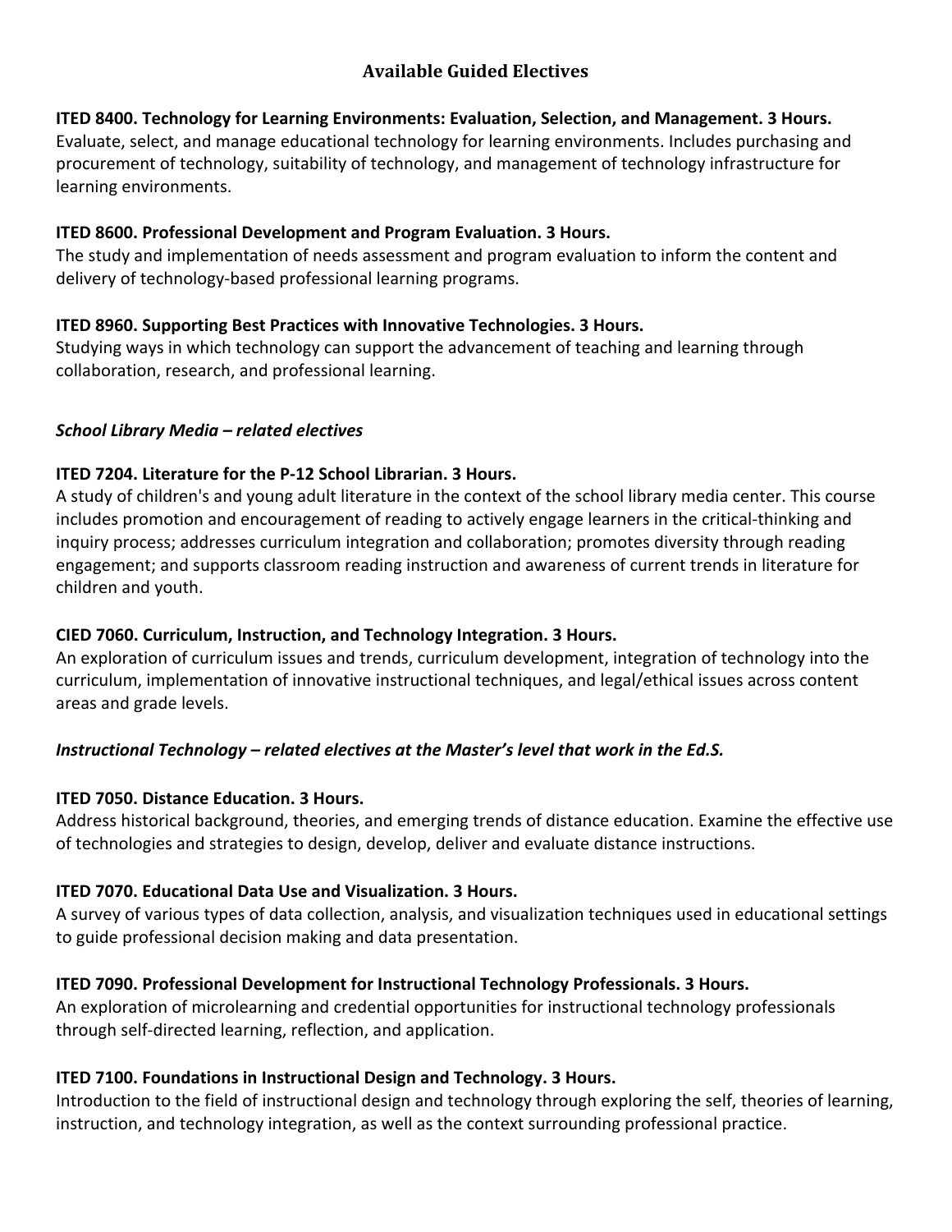## Available Guided Electives

**ITED 8400. Technology for Learning Environments: Evaluation, Selection, and Management. 3 Hours.**
Evaluate, select, and manage educational technology for learning environments. Includes purchasing and procurement of technology, suitability of technology, and management of technology infrastructure for learning environments.

**ITED 8600. Professional Development and Program Evaluation. 3 Hours.**
The study and implementation of needs assessment and program evaluation to inform the content and delivery of technology-based professional learning programs.

**ITED 8960. Supporting Best Practices with Innovative Technologies. 3 Hours.**
Studying ways in which technology can support the advancement of teaching and learning through collaboration, research, and professional learning.

***School Library Media – related electives***

**ITED 7204. Literature for the P-12 School Librarian. 3 Hours.**
A study of children's and young adult literature in the context of the school library media center. This course includes promotion and encouragement of reading to actively engage learners in the critical-thinking and inquiry process; addresses curriculum integration and collaboration; promotes diversity through reading engagement; and supports classroom reading instruction and awareness of current trends in literature for children and youth.

**CIED 7060. Curriculum, Instruction, and Technology Integration. 3 Hours.**
An exploration of curriculum issues and trends, curriculum development, integration of technology into the curriculum, implementation of innovative instructional techniques, and legal/ethical issues across content areas and grade levels.

***Instructional Technology – related electives at the Master's level that work in the Ed.S.***

**ITED 7050. Distance Education. 3 Hours.**
Address historical background, theories, and emerging trends of distance education. Examine the effective use of technologies and strategies to design, develop, deliver and evaluate distance instructions.

**ITED 7070. Educational Data Use and Visualization. 3 Hours.**
A survey of various types of data collection, analysis, and visualization techniques used in educational settings to guide professional decision making and data presentation.

**ITED 7090. Professional Development for Instructional Technology Professionals. 3 Hours.**
An exploration of microlearning and credential opportunities for instructional technology professionals through self-directed learning, reflection, and application.

**ITED 7100. Foundations in Instructional Design and Technology. 3 Hours.**
Introduction to the field of instructional design and technology through exploring the self, theories of learning, instruction, and technology integration, as well as the context surrounding professional practice.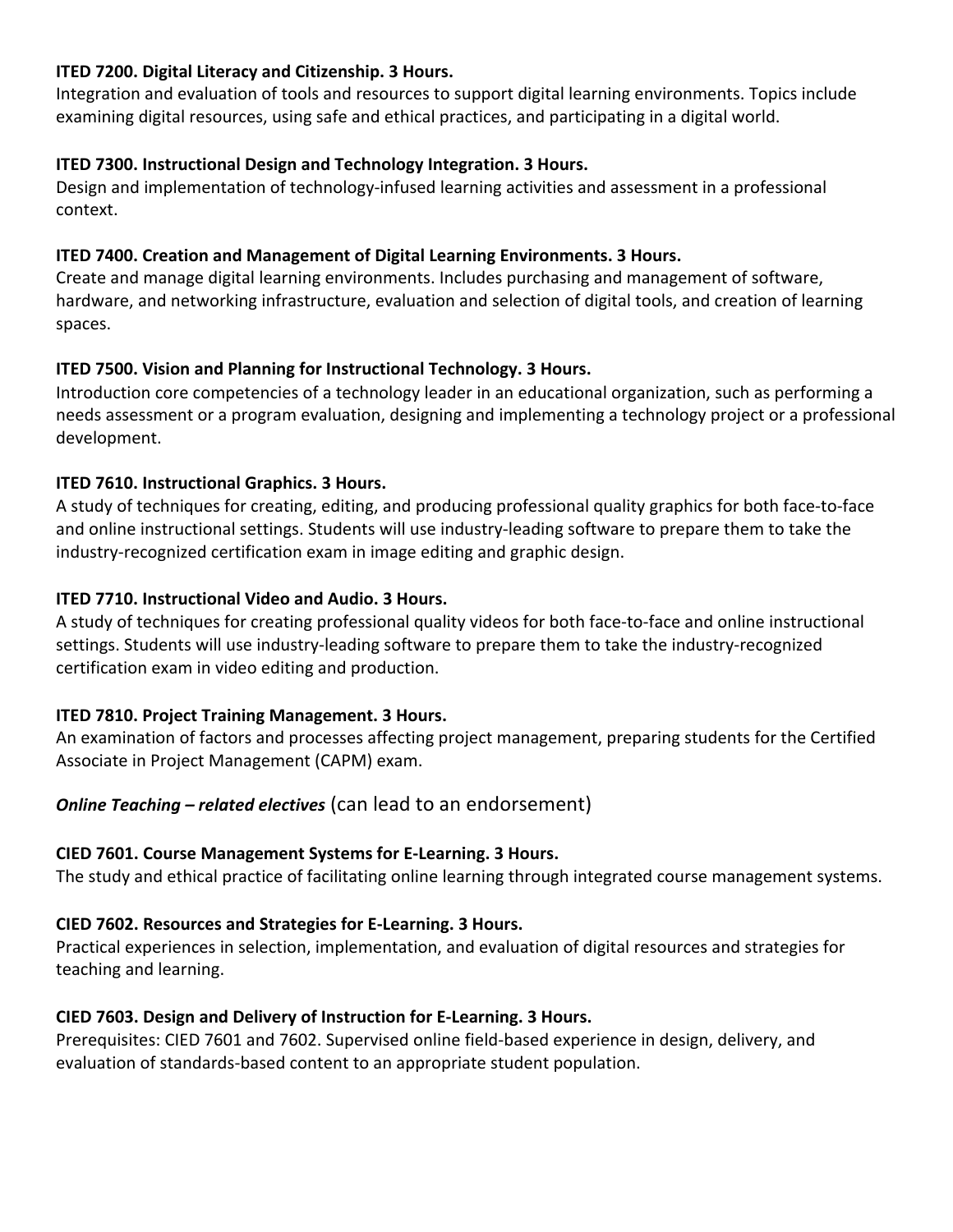**ITED 7200. Digital Literacy and Citizenship. 3 Hours.**
Integration and evaluation of tools and resources to support digital learning environments. Topics include examining digital resources, using safe and ethical practices, and participating in a digital world.

**ITED 7300. Instructional Design and Technology Integration. 3 Hours.**
Design and implementation of technology-infused learning activities and assessment in a professional context.

**ITED 7400. Creation and Management of Digital Learning Environments. 3 Hours.**
Create and manage digital learning environments. Includes purchasing and management of software, hardware, and networking infrastructure, evaluation and selection of digital tools, and creation of learning spaces.

**ITED 7500. Vision and Planning for Instructional Technology. 3 Hours.**
Introduction core competencies of a technology leader in an educational organization, such as performing a needs assessment or a program evaluation, designing and implementing a technology project or a professional development.

**ITED 7610. Instructional Graphics. 3 Hours.**
A study of techniques for creating, editing, and producing professional quality graphics for both face-to-face and online instructional settings. Students will use industry-leading software to prepare them to take the industry-recognized certification exam in image editing and graphic design.

**ITED 7710. Instructional Video and Audio. 3 Hours.**
A study of techniques for creating professional quality videos for both face-to-face and online instructional settings. Students will use industry-leading software to prepare them to take the industry-recognized certification exam in video editing and production.

**ITED 7810. Project Training Management. 3 Hours.**
An examination of factors and processes affecting project management, preparing students for the Certified Associate in Project Management (CAPM) exam.

***Online Teaching – related electives*** (can lead to an endorsement)

**CIED 7601. Course Management Systems for E-Learning. 3 Hours.**
The study and ethical practice of facilitating online learning through integrated course management systems.

**CIED 7602. Resources and Strategies for E-Learning. 3 Hours.**
Practical experiences in selection, implementation, and evaluation of digital resources and strategies for teaching and learning.

**CIED 7603. Design and Delivery of Instruction for E-Learning. 3 Hours.**
Prerequisites: CIED 7601 and 7602. Supervised online field-based experience in design, delivery, and evaluation of standards-based content to an appropriate student population.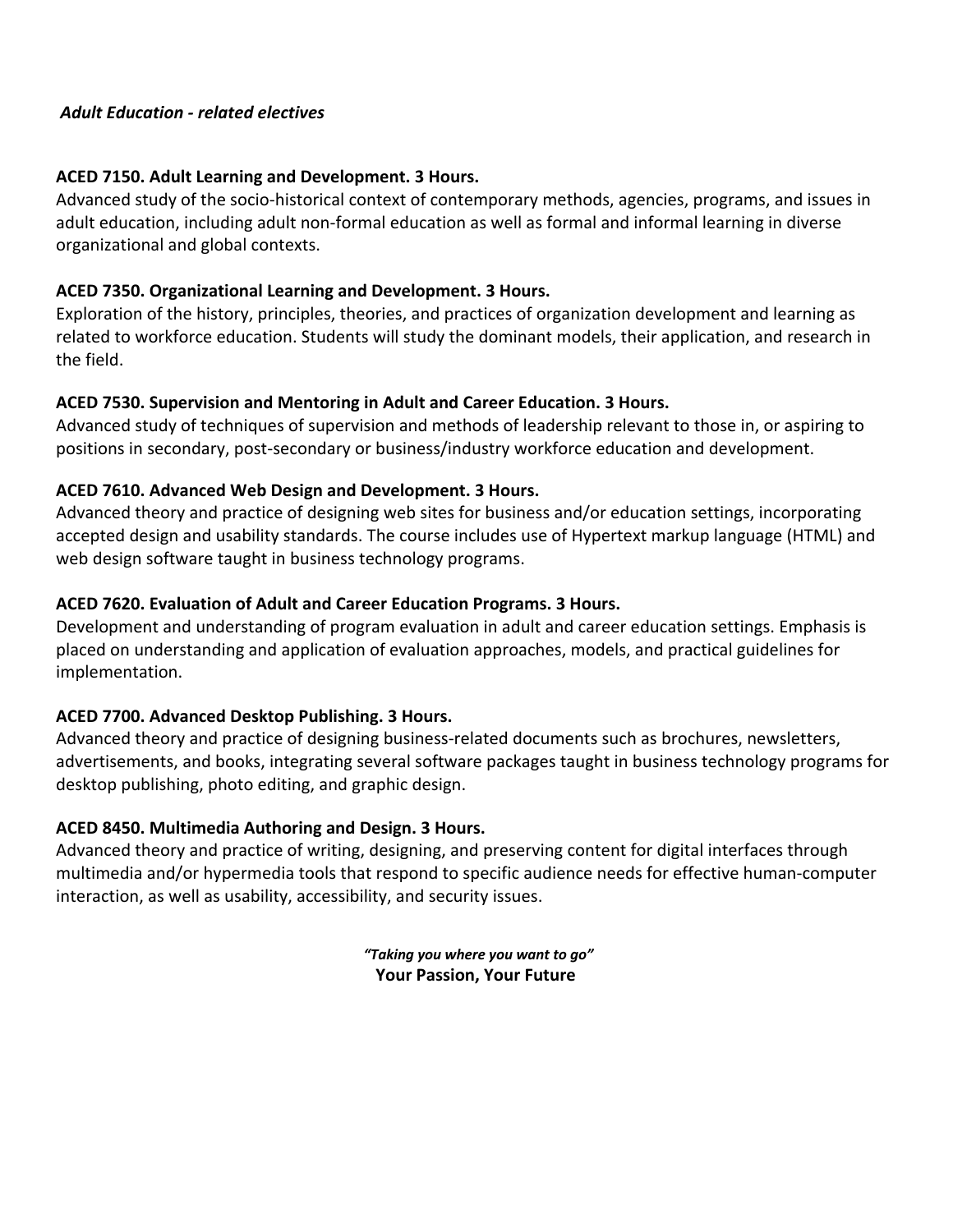***Adult Education - related electives***

**ACED 7150. Adult Learning and Development. 3 Hours.**
Advanced study of the socio-historical context of contemporary methods, agencies, programs, and issues in adult education, including adult non-formal education as well as formal and informal learning in diverse organizational and global contexts.

**ACED 7350. Organizational Learning and Development. 3 Hours.**
Exploration of the history, principles, theories, and practices of organization development and learning as related to workforce education. Students will study the dominant models, their application, and research in the field.

**ACED 7530. Supervision and Mentoring in Adult and Career Education. 3 Hours.**
Advanced study of techniques of supervision and methods of leadership relevant to those in, or aspiring to positions in secondary, post-secondary or business/industry workforce education and development.

**ACED 7610. Advanced Web Design and Development. 3 Hours.**
Advanced theory and practice of designing web sites for business and/or education settings, incorporating accepted design and usability standards. The course includes use of Hypertext markup language (HTML) and web design software taught in business technology programs.

**ACED 7620. Evaluation of Adult and Career Education Programs. 3 Hours.**
Development and understanding of program evaluation in adult and career education settings. Emphasis is placed on understanding and application of evaluation approaches, models, and practical guidelines for implementation.

**ACED 7700. Advanced Desktop Publishing. 3 Hours.**
Advanced theory and practice of designing business-related documents such as brochures, newsletters, advertisements, and books, integrating several software packages taught in business technology programs for desktop publishing, photo editing, and graphic design.

**ACED 8450. Multimedia Authoring and Design. 3 Hours.**
Advanced theory and practice of writing, designing, and preserving content for digital interfaces through multimedia and/or hypermedia tools that respond to specific audience needs for effective human-computer interaction, as well as usability, accessibility, and security issues.

***"Taking you where you want to go"***
**Your Passion, Your Future**